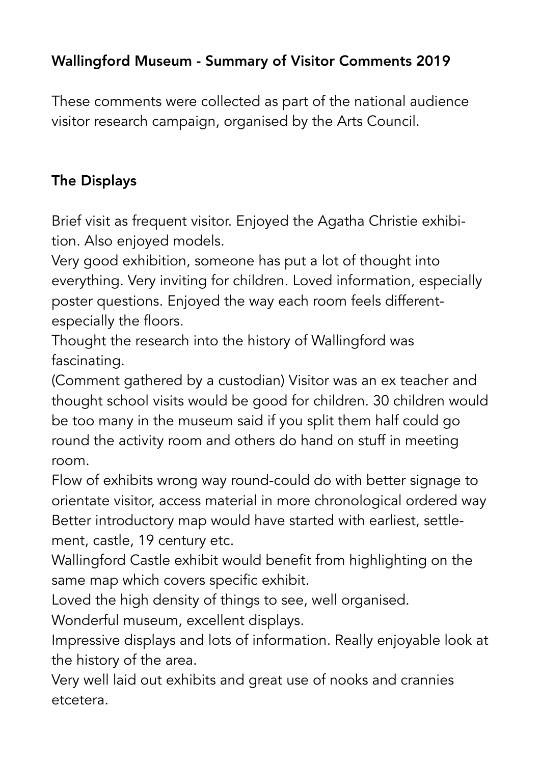**Wallingford Museum - Summary of Visitor Comments 2019**

These comments were collected as part of the national audience visitor research campaign, organised by the Arts Council.

**The Displays**

Brief visit as frequent visitor. Enjoyed the Agatha Christie exhibition. Also enjoyed models.

Very good exhibition, someone has put a lot of thought into everything. Very inviting for children. Loved information, especially poster questions. Enjoyed the way each room feels different- especially the floors.

Thought the research into the history of Wallingford was fascinating.

(Comment gathered by a custodian) Visitor was an ex teacher and thought school visits would be good for children. 30 children would be too many in the museum said if you split them half could go round the activity room and others do hand on stuff in meeting room.

Flow of exhibits wrong way round-could do with better signage to orientate visitor, access material in more chronological ordered way

Better introductory map would have started with earliest, settlement, castle, 19 century etc.

Wallingford Castle exhibit would benefit from highlighting on the same map which covers specific exhibit.

Loved the high density of things to see, well organised.

Wonderful museum, excellent displays.

Impressive displays and lots of information. Really enjoyable look at the history of the area.

Very well laid out exhibits and great use of nooks and crannies etcetera.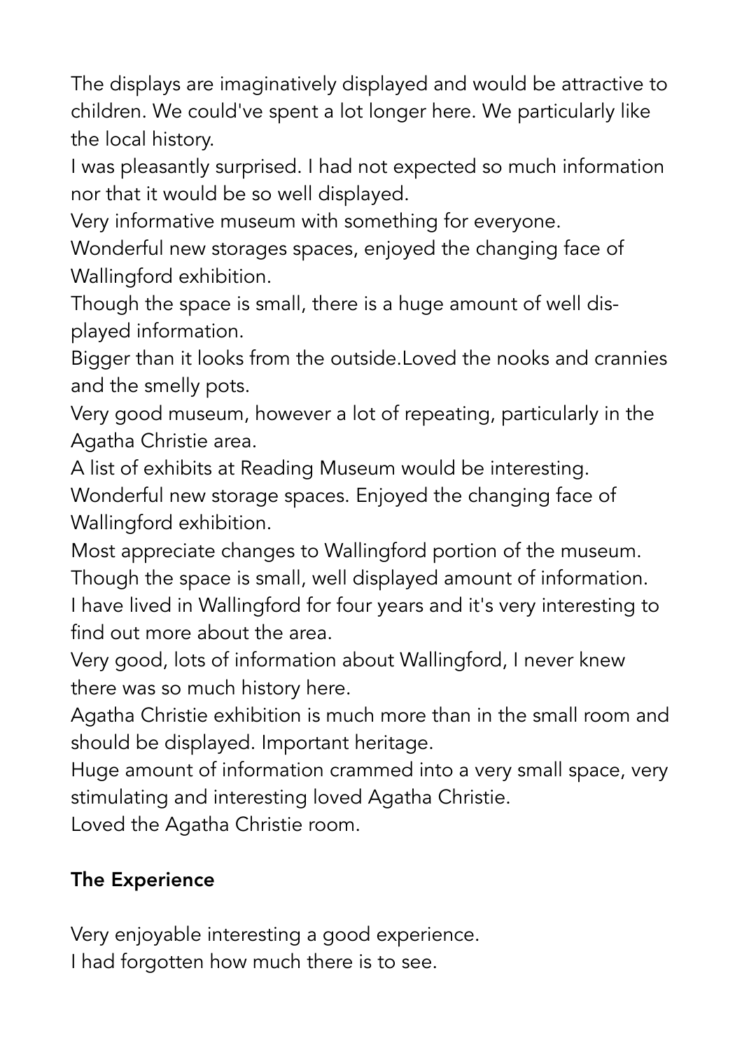The displays are imaginatively displayed and would be attractive to children. We could've spent a lot longer here. We particularly like the local history.

I was pleasantly surprised. I had not expected so much information nor that it would be so well displayed.

Very informative museum with something for everyone.

Wonderful new storages spaces, enjoyed the changing face of Wallingford exhibition.

Though the space is small, there is a huge amount of well displayed information.

Bigger than it looks from the outside.Loved the nooks and crannies and the smelly pots.

Very good museum, however a lot of repeating, particularly in the Agatha Christie area.

A list of exhibits at Reading Museum would be interesting.

Wonderful new storage spaces. Enjoyed the changing face of Wallingford exhibition.

Most appreciate changes to Wallingford portion of the museum.

Though the space is small, well displayed amount of information.

I have lived in Wallingford for four years and it's very interesting to find out more about the area.

Very good, lots of information about Wallingford, I never knew there was so much history here.

Agatha Christie exhibition is much more than in the small room and should be displayed. Important heritage.

Huge amount of information crammed into a very small space, very stimulating and interesting loved Agatha Christie.

Loved the Agatha Christie room.

**The Experience**

Very enjoyable interesting a good experience.

I had forgotten how much there is to see.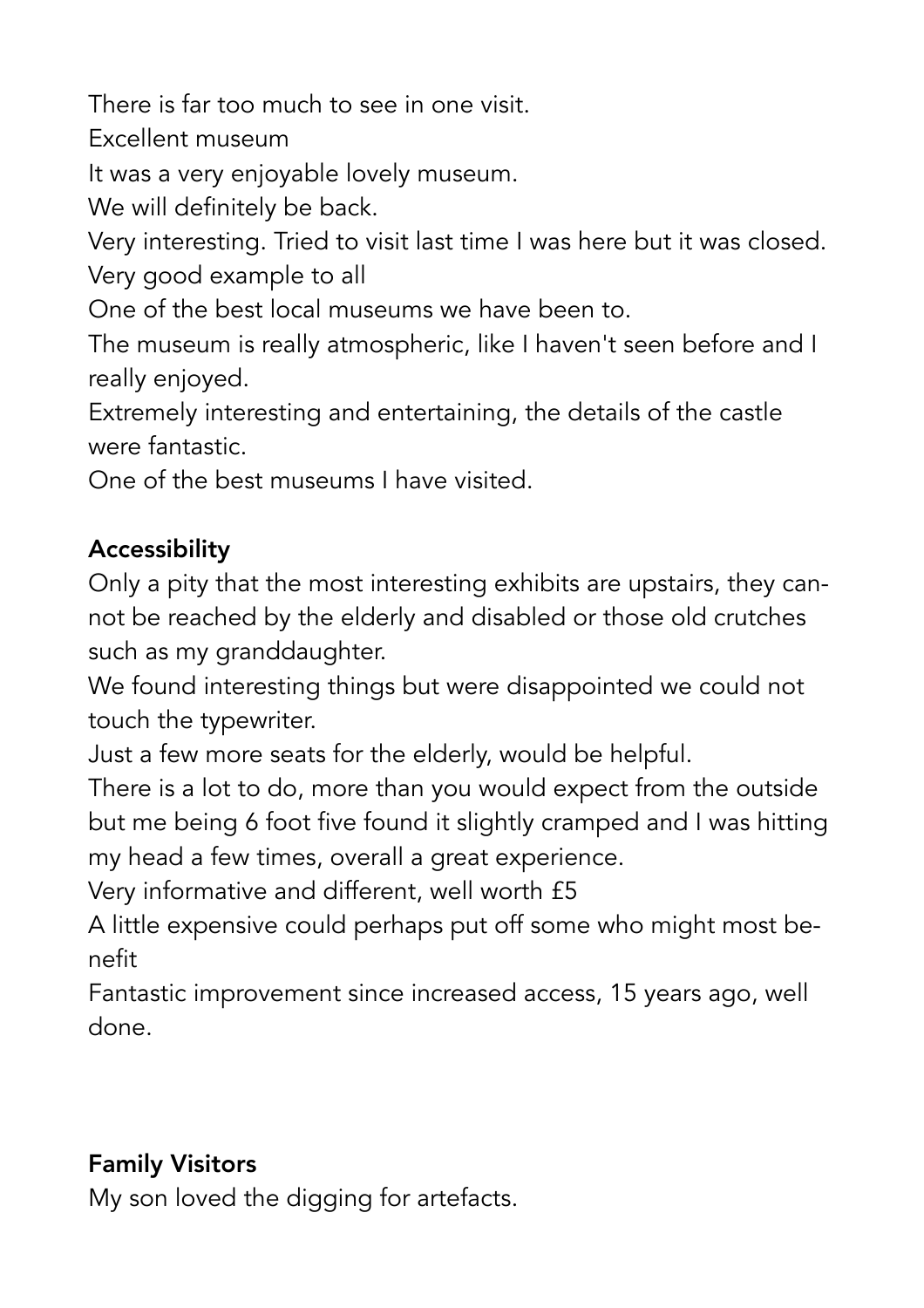There is far too much to see in one visit.

Excellent museum

It was a very enjoyable lovely museum.

We will definitely be back.

Very interesting. Tried to visit last time I was here but it was closed.

Very good example to all

One of the best local museums we have been to.

The museum is really atmospheric, like I haven't seen before and I really enjoyed.

Extremely interesting and entertaining, the details of the castle were fantastic.

One of the best museums I have visited.

**Accessibility**

Only a pity that the most interesting exhibits are upstairs, they cannot be reached by the elderly and disabled or those old crutches such as my granddaughter.

We found interesting things but were disappointed we could not touch the typewriter.

Just a few more seats for the elderly, would be helpful.

There is a lot to do, more than you would expect from the outside but me being 6 foot five found it slightly cramped and I was hitting my head a few times, overall a great experience.

Very informative and different, well worth £5

A little expensive could perhaps put off some who might most benefit

Fantastic improvement since increased access, 15 years ago, well done.

**Family Visitors**

My son loved the digging for artefacts.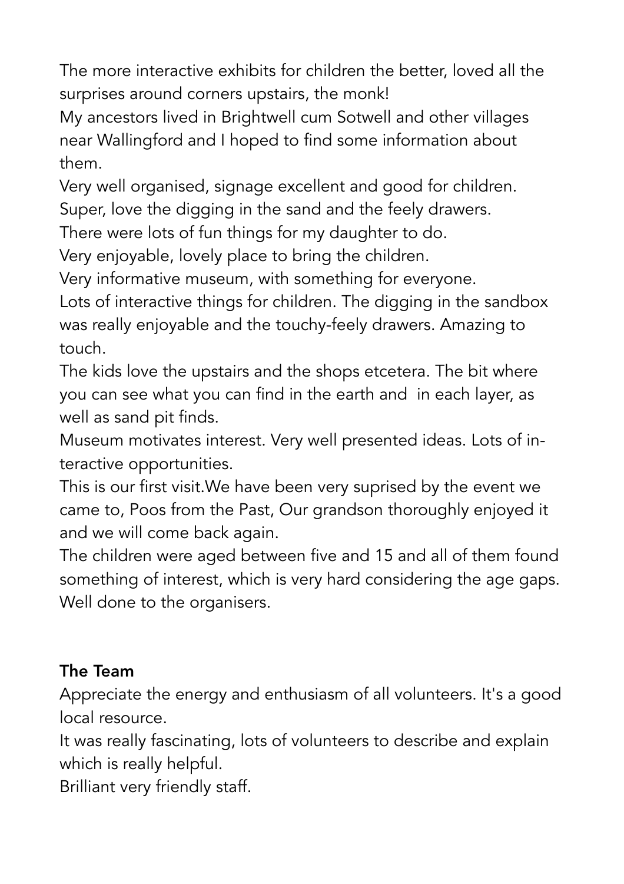The more interactive exhibits for children the better, loved all the surprises around corners upstairs, the monk!

My ancestors lived in Brightwell cum Sotwell and other villages near Wallingford and I hoped to find some information about them.

Very well organised, signage excellent and good for children.

Super, love the digging in the sand and the feely drawers.

There were lots of fun things for my daughter to do.

Very enjoyable, lovely place to bring the children.

Very informative museum, with something for everyone.

Lots of interactive things for children. The digging in the sandbox was really enjoyable and the touchy-feely drawers. Amazing to touch.

The kids love the upstairs and the shops etcetera. The bit where you can see what you can find in the earth and in each layer, as well as sand pit finds.

Museum motivates interest. Very well presented ideas. Lots of interactive opportunities.

This is our first visit.We have been very suprised by the event we came to, Poos from the Past, Our grandson thoroughly enjoyed it and we will come back again.

The children were aged between five and 15 and all of them found something of interest, which is very hard considering the age gaps. Well done to the organisers.

**The Team**

Appreciate the energy and enthusiasm of all volunteers. It's a good local resource.

It was really fascinating, lots of volunteers to describe and explain which is really helpful.

Brilliant very friendly staff.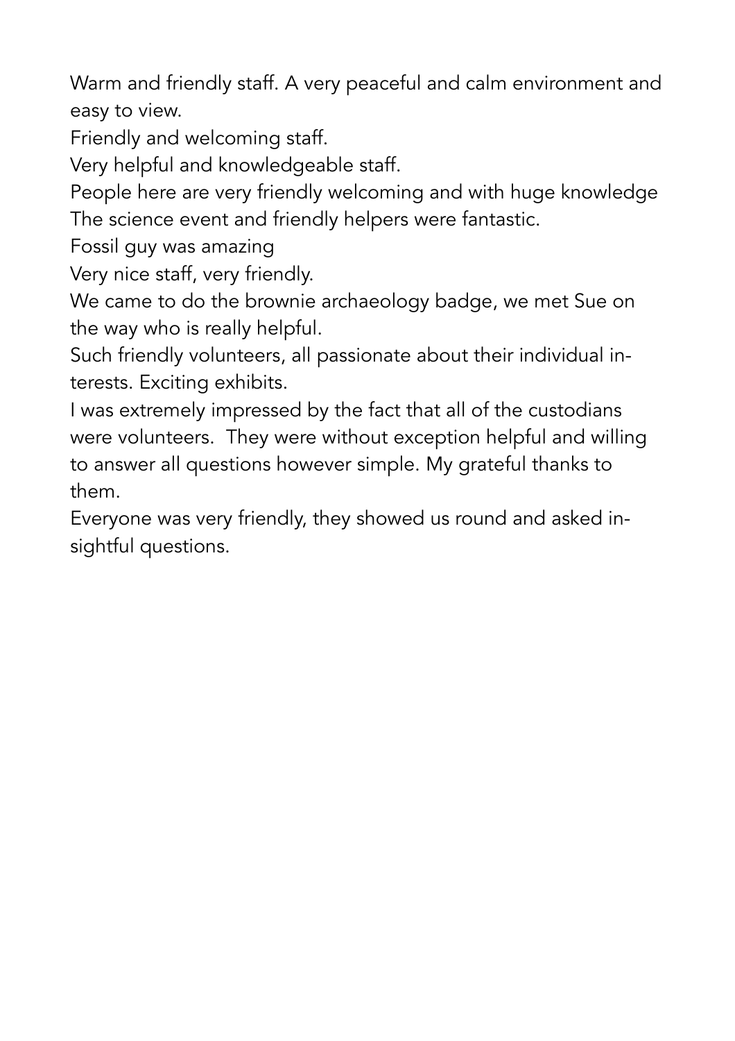Warm and friendly staff. A very peaceful and calm environment and easy to view.

Friendly and welcoming staff.

Very helpful and knowledgeable staff.

People here are very friendly welcoming and with huge knowledge

The science event and friendly helpers were fantastic.

Fossil guy was amazing

Very nice staff, very friendly.

We came to do the brownie archaeology badge, we met Sue on the way who is really helpful.

Such friendly volunteers, all passionate about their individual interests. Exciting exhibits.

I was extremely impressed by the fact that all of the custodians were volunteers. They were without exception helpful and willing to answer all questions however simple. My grateful thanks to them.

Everyone was very friendly, they showed us round and asked insightful questions.